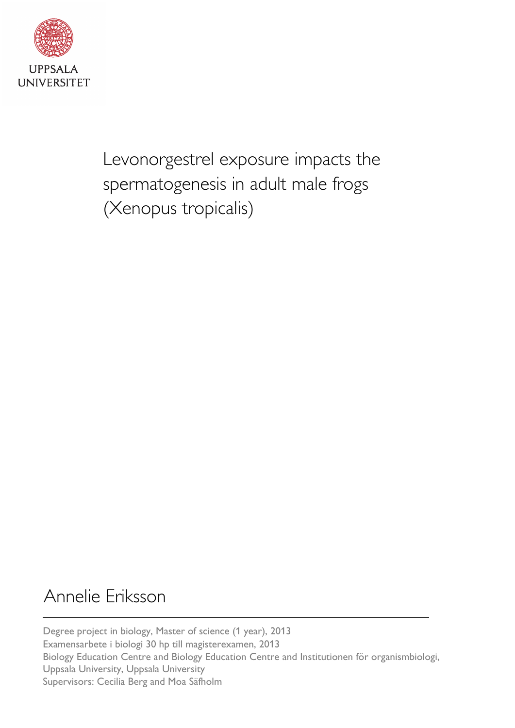UPPSALA UNIVERSITET

# Levonorgestrel exposure impacts the spermatogenesis in adult male frogs (Xenopus tropicalis)

## Annelie Eriksson

Degree project in biology, Master of science (1 year), 2013
Examensarbete i biologi 30 hp till magisterexamen, 2013
Biology Education Centre and Biology Education Centre and Institutionen för organismbiologi, Uppsala University, Uppsala University
Supervisors: Cecilia Berg and Moa Säfholm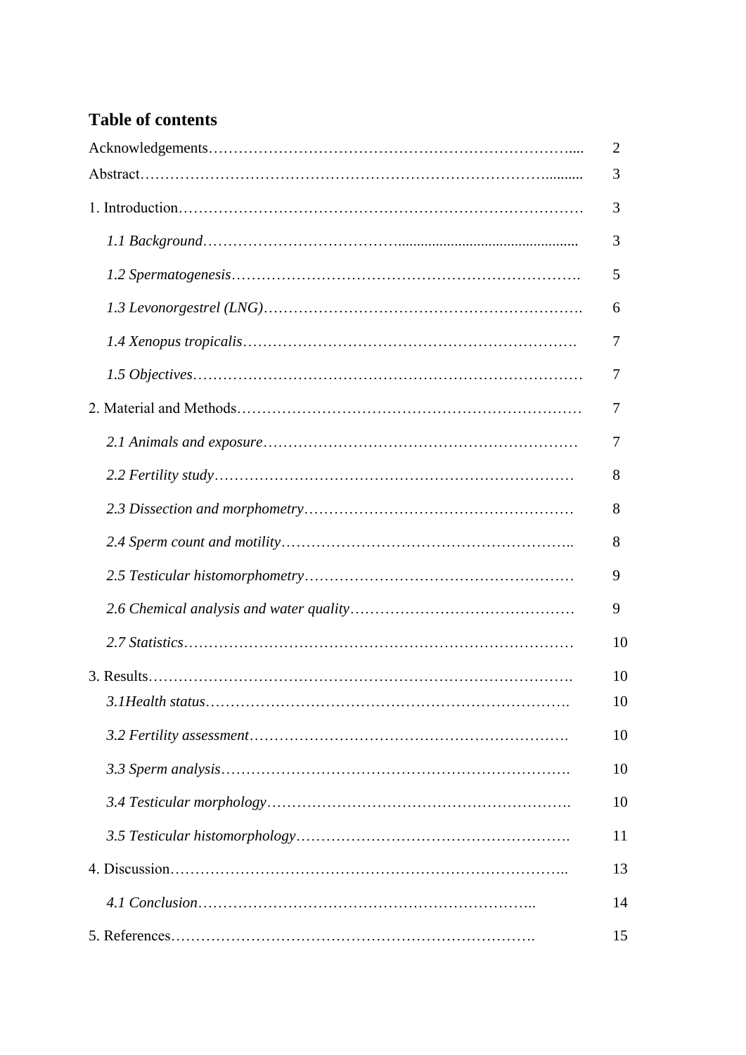## Table of contents

| | |
|---|---|
| Acknowledgements | 2 |
| Abstract | 3 |
| 1. Introduction | 3 |
| *1.1 Background* | 3 |
| *1.2 Spermatogenesis* | 5 |
| *1.3 Levonorgestrel (LNG)* | 6 |
| *1.4 Xenopus tropicalis* | 7 |
| *1.5 Objectives* | 7 |
| 2. Material and Methods | 7 |
| *2.1 Animals and exposure* | 7 |
| *2.2 Fertility study* | 8 |
| *2.3 Dissection and morphometry* | 8 |
| *2.4 Sperm count and motility* | 8 |
| *2.5 Testicular histomorphometry* | 9 |
| *2.6 Chemical analysis and water quality* | 9 |
| *2.7 Statistics* | 10 |
| 3. Results | 10 |
| *3.1Health status* | 10 |
| *3.2 Fertility assessment* | 10 |
| *3.3 Sperm analysis* | 10 |
| *3.4 Testicular morphology* | 10 |
| *3.5 Testicular histomorphology* | 11 |
| 4. Discussion | 13 |
| *4.1 Conclusion* | 14 |
| 5. References | 15 |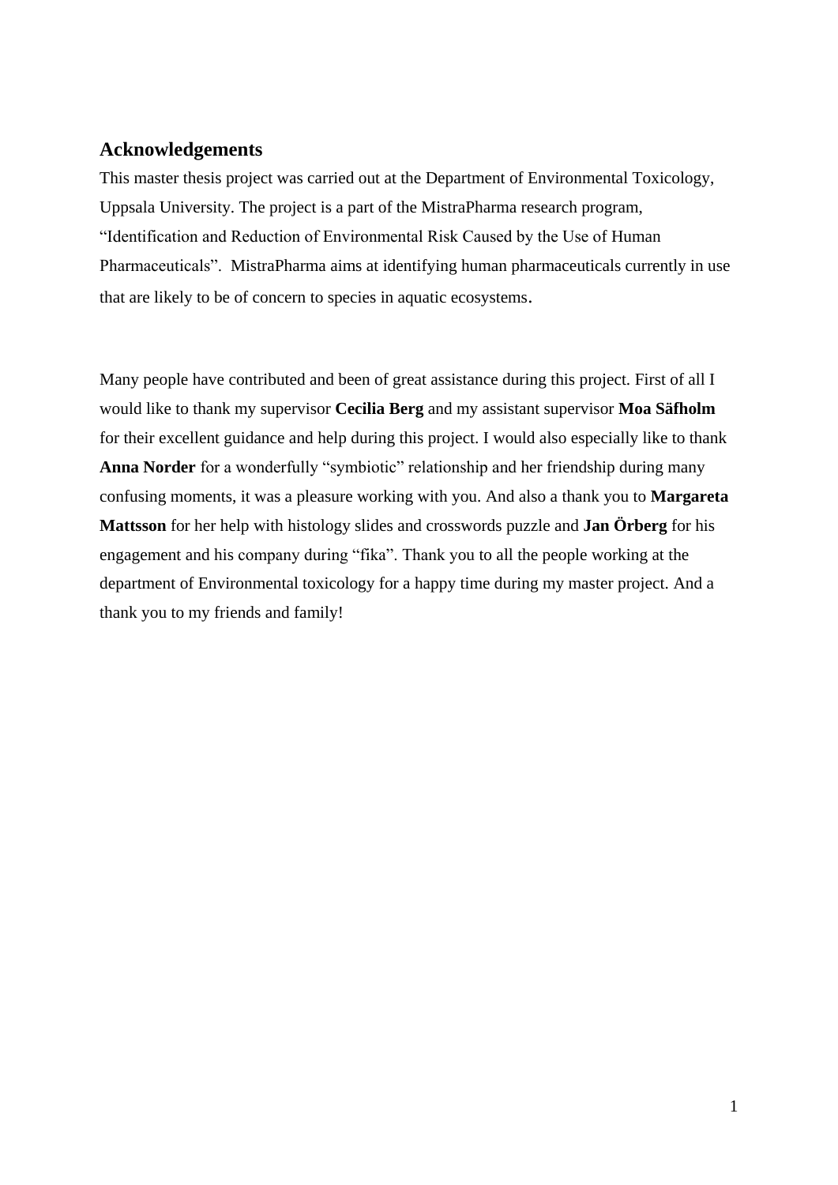## Acknowledgements

This master thesis project was carried out at the Department of Environmental Toxicology, Uppsala University. The project is a part of the MistraPharma research program, "Identification and Reduction of Environmental Risk Caused by the Use of Human Pharmaceuticals". MistraPharma aims at identifying human pharmaceuticals currently in use that are likely to be of concern to species in aquatic ecosystems.

Many people have contributed and been of great assistance during this project. First of all I would like to thank my supervisor **Cecilia Berg** and my assistant supervisor **Moa Säfholm** for their excellent guidance and help during this project. I would also especially like to thank **Anna Norder** for a wonderfully "symbiotic" relationship and her friendship during many confusing moments, it was a pleasure working with you. And also a thank you to **Margareta Mattsson** for her help with histology slides and crosswords puzzle and **Jan Örberg** for his engagement and his company during "fika". Thank you to all the people working at the department of Environmental toxicology for a happy time during my master project. And a thank you to my friends and family!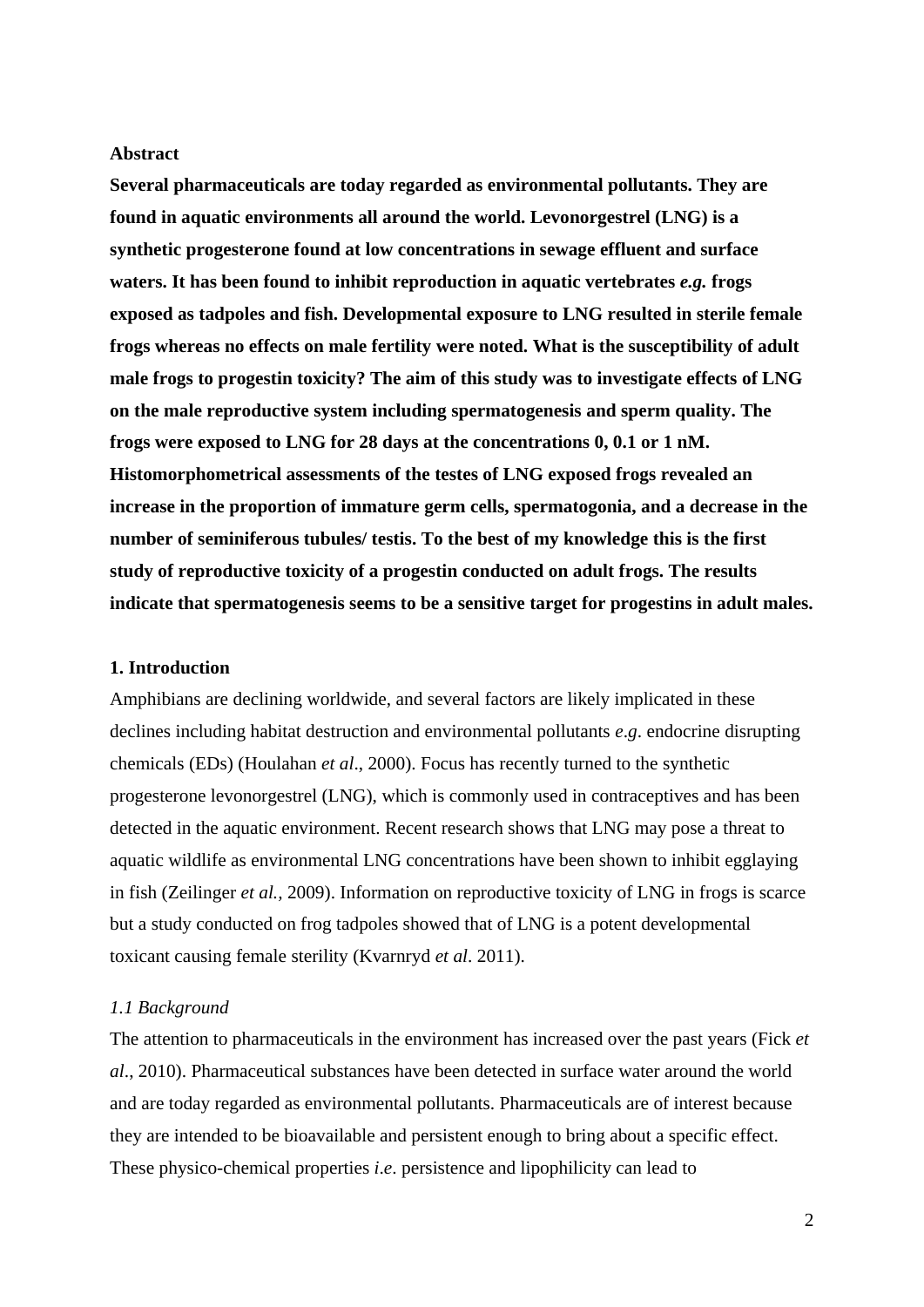## Abstract

**Several pharmaceuticals are today regarded as environmental pollutants. They are found in aquatic environments all around the world. Levonorgestrel (LNG) is a synthetic progesterone found at low concentrations in sewage effluent and surface waters. It has been found to inhibit reproduction in aquatic vertebrates *e.g.* frogs exposed as tadpoles and fish. Developmental exposure to LNG resulted in sterile female frogs whereas no effects on male fertility were noted. What is the susceptibility of adult male frogs to progestin toxicity? The aim of this study was to investigate effects of LNG on the male reproductive system including spermatogenesis and sperm quality. The frogs were exposed to LNG for 28 days at the concentrations 0, 0.1 or 1 nM. Histomorphometrical assessments of the testes of LNG exposed frogs revealed an increase in the proportion of immature germ cells, spermatogonia, and a decrease in the number of seminiferous tubules/ testis. To the best of my knowledge this is the first study of reproductive toxicity of a progestin conducted on adult frogs. The results indicate that spermatogenesis seems to be a sensitive target for progestins in adult males.**

## 1. Introduction

Amphibians are declining worldwide, and several factors are likely implicated in these declines including habitat destruction and environmental pollutants *e.g*. endocrine disrupting chemicals (EDs) (Houlahan *et al*., 2000). Focus has recently turned to the synthetic progesterone levonorgestrel (LNG), which is commonly used in contraceptives and has been detected in the aquatic environment. Recent research shows that LNG may pose a threat to aquatic wildlife as environmental LNG concentrations have been shown to inhibit egglaying in fish (Zeilinger *et al.,* 2009). Information on reproductive toxicity of LNG in frogs is scarce but a study conducted on frog tadpoles showed that of LNG is a potent developmental toxicant causing female sterility (Kvarnryd *et al*. 2011).

### *1.1 Background*

The attention to pharmaceuticals in the environment has increased over the past years (Fick *et al*., 2010). Pharmaceutical substances have been detected in surface water around the world and are today regarded as environmental pollutants. Pharmaceuticals are of interest because they are intended to be bioavailable and persistent enough to bring about a specific effect. These physico-chemical properties *i.e*. persistence and lipophilicity can lead to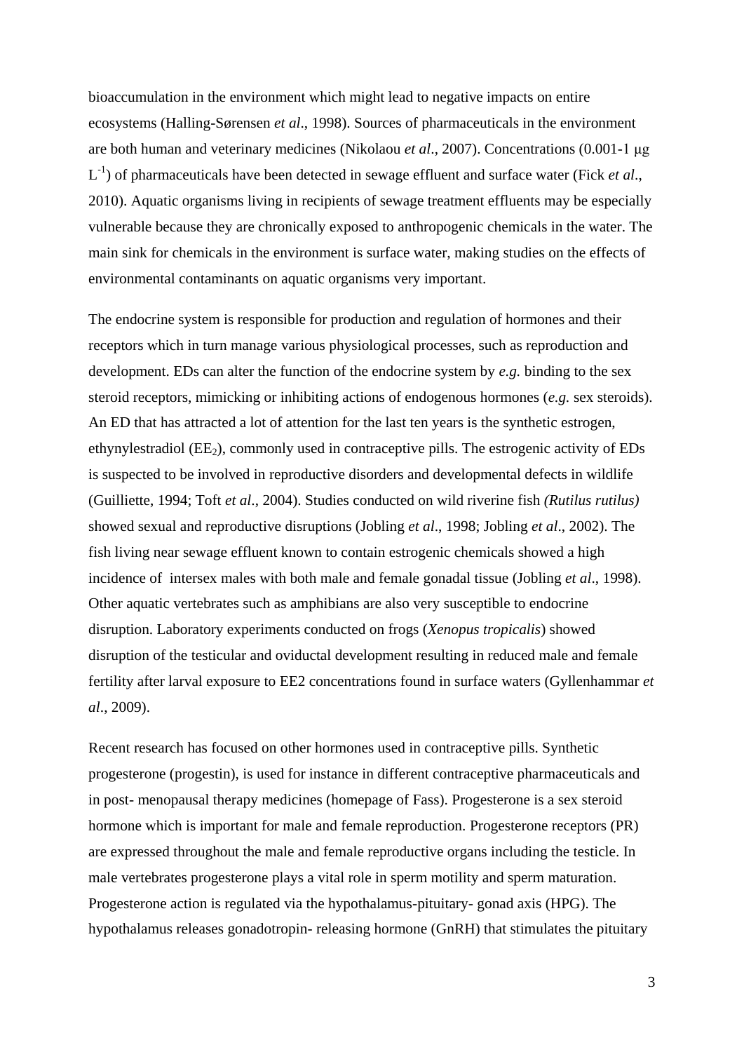bioaccumulation in the environment which might lead to negative impacts on entire ecosystems (Halling-Sørensen *et al*., 1998). Sources of pharmaceuticals in the environment are both human and veterinary medicines (Nikolaou *et al*., 2007). Concentrations (0.001-1 μg $L^{-1}$) of pharmaceuticals have been detected in sewage effluent and surface water (Fick *et al*., 2010). Aquatic organisms living in recipients of sewage treatment effluents may be especially vulnerable because they are chronically exposed to anthropogenic chemicals in the water. The main sink for chemicals in the environment is surface water, making studies on the effects of environmental contaminants on aquatic organisms very important.

The endocrine system is responsible for production and regulation of hormones and their receptors which in turn manage various physiological processes, such as reproduction and development. EDs can alter the function of the endocrine system by *e.g.* binding to the sex steroid receptors, mimicking or inhibiting actions of endogenous hormones (*e.g.* sex steroids). An ED that has attracted a lot of attention for the last ten years is the synthetic estrogen, ethynylestradiol ($EE_2$), commonly used in contraceptive pills. The estrogenic activity of EDs is suspected to be involved in reproductive disorders and developmental defects in wildlife (Guilliette, 1994; Toft *et al*., 2004). Studies conducted on wild riverine fish *(Rutilus rutilus)* showed sexual and reproductive disruptions (Jobling *et al*., 1998; Jobling *et al*., 2002). The fish living near sewage effluent known to contain estrogenic chemicals showed a high incidence of intersex males with both male and female gonadal tissue (Jobling *et al*., 1998). Other aquatic vertebrates such as amphibians are also very susceptible to endocrine disruption. Laboratory experiments conducted on frogs (*Xenopus tropicalis*) showed disruption of the testicular and oviductal development resulting in reduced male and female fertility after larval exposure to EE2 concentrations found in surface waters (Gyllenhammar *et al*., 2009).

Recent research has focused on other hormones used in contraceptive pills. Synthetic progesterone (progestin), is used for instance in different contraceptive pharmaceuticals and in post- menopausal therapy medicines (homepage of Fass). Progesterone is a sex steroid hormone which is important for male and female reproduction. Progesterone receptors (PR) are expressed throughout the male and female reproductive organs including the testicle. In male vertebrates progesterone plays a vital role in sperm motility and sperm maturation. Progesterone action is regulated via the hypothalamus-pituitary- gonad axis (HPG). The hypothalamus releases gonadotropin- releasing hormone (GnRH) that stimulates the pituitary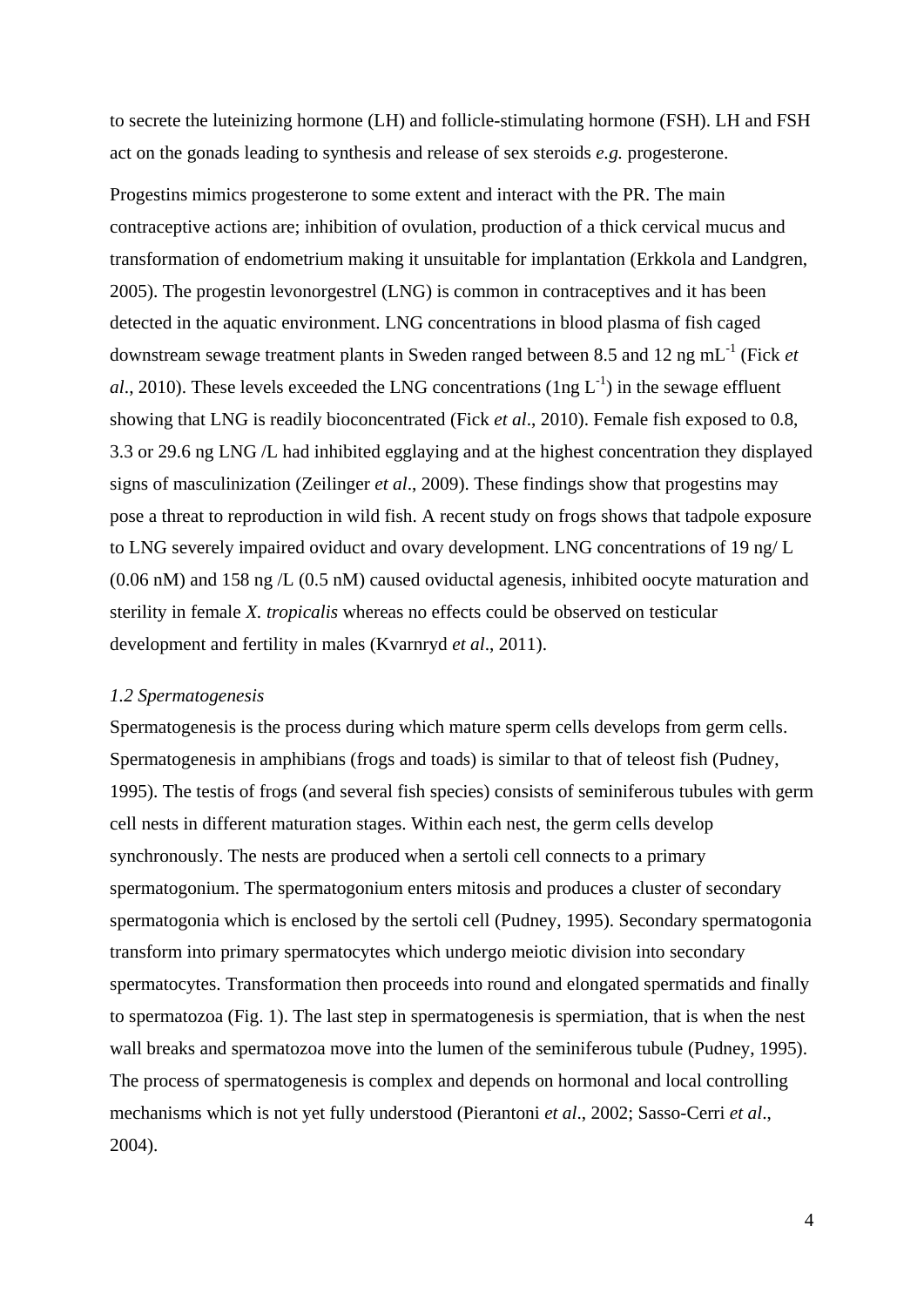to secrete the luteinizing hormone (LH) and follicle-stimulating hormone (FSH). LH and FSH act on the gonads leading to synthesis and release of sex steroids *e.g.* progesterone.

Progestins mimics progesterone to some extent and interact with the PR. The main contraceptive actions are; inhibition of ovulation, production of a thick cervical mucus and transformation of endometrium making it unsuitable for implantation (Erkkola and Landgren, 2005). The progestin levonorgestrel (LNG) is common in contraceptives and it has been detected in the aquatic environment. LNG concentrations in blood plasma of fish caged downstream sewage treatment plants in Sweden ranged between 8.5 and 12 ng $mL^{-1}$ (Fick *et al*., 2010). These levels exceeded the LNG concentrations (1ng $L^{-1}$) in the sewage effluent showing that LNG is readily bioconcentrated (Fick *et al*., 2010). Female fish exposed to 0.8, 3.3 or 29.6 ng LNG /L had inhibited egglaying and at the highest concentration they displayed signs of masculinization (Zeilinger *et al*., 2009). These findings show that progestins may pose a threat to reproduction in wild fish. A recent study on frogs shows that tadpole exposure to LNG severely impaired oviduct and ovary development. LNG concentrations of 19 ng/ L (0.06 nM) and 158 ng /L (0.5 nM) caused oviductal agenesis, inhibited oocyte maturation and sterility in female *X. tropicalis* whereas no effects could be observed on testicular development and fertility in males (Kvarnryd *et al*., 2011).

### *1.2 Spermatogenesis*

Spermatogenesis is the process during which mature sperm cells develops from germ cells. Spermatogenesis in amphibians (frogs and toads) is similar to that of teleost fish (Pudney, 1995). The testis of frogs (and several fish species) consists of seminiferous tubules with germ cell nests in different maturation stages. Within each nest, the germ cells develop synchronously. The nests are produced when a sertoli cell connects to a primary spermatogonium. The spermatogonium enters mitosis and produces a cluster of secondary spermatogonia which is enclosed by the sertoli cell (Pudney, 1995). Secondary spermatogonia transform into primary spermatocytes which undergo meiotic division into secondary spermatocytes. Transformation then proceeds into round and elongated spermatids and finally to spermatozoa (Fig. 1). The last step in spermatogenesis is spermiation, that is when the nest wall breaks and spermatozoa move into the lumen of the seminiferous tubule (Pudney, 1995). The process of spermatogenesis is complex and depends on hormonal and local controlling mechanisms which is not yet fully understood (Pierantoni *et al*., 2002; Sasso-Cerri *et al*., 2004).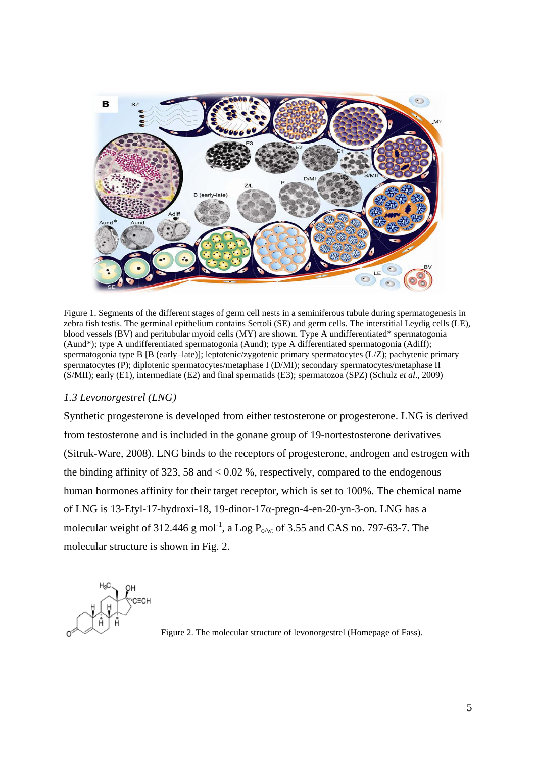Figure 1. Segments of the different stages of germ cell nests in a seminiferous tubule during spermatogenesis in zebra fish testis. The germinal epithelium contains Sertoli (SE) and germ cells. The interstitial Leydig cells (LE), blood vessels (BV) and peritubular myoid cells (MY) are shown. Type A undifferentiated* spermatogonia (Aund*); type A undifferentiated spermatogonia (Aund); type A differentiated spermatogonia (Adiff); spermatogonia type B [B (early–late)]; leptotenic/zygotenic primary spermatocytes (L/Z); pachytenic primary spermatocytes (P); diplotenic spermatocytes/metaphase I (D/MI); secondary spermatocytes/metaphase II (S/MII); early (E1), intermediate (E2) and final spermatids (E3); spermatozoa (SPZ) (Schulz *et al*., 2009)

### *1.3 Levonorgestrel (LNG)*

Synthetic progesterone is developed from either testosterone or progesterone. LNG is derived from testosterone and is included in the gonane group of 19-nortestosterone derivatives (Sitruk-Ware, 2008). LNG binds to the receptors of progesterone, androgen and estrogen with the binding affinity of 323, 58 and < 0.02 %, respectively, compared to the endogenous human hormones affinity for their target receptor, which is set to 100%. The chemical name of LNG is 13-Etyl-17-hydroxi-18, 19-dinor-17α-pregn-4-en-20-yn-3-on. LNG has a molecular weight of 312.446 g $mol^{-1}$, a Log $P_{o/w:}$ of 3.55 and CAS no. 797-63-7. The molecular structure is shown in Fig. 2.

Figure 2. The molecular structure of levonorgestrel (Homepage of Fass).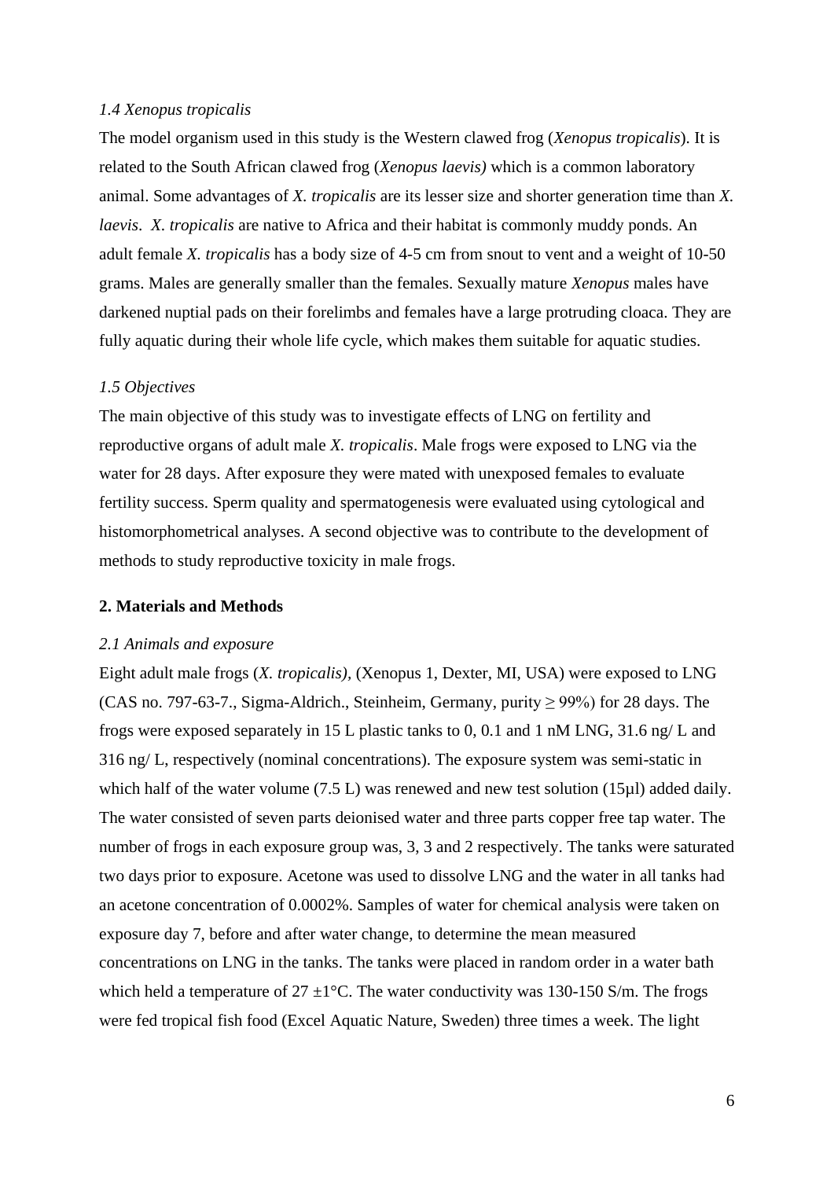### *1.4 Xenopus tropicalis*

The model organism used in this study is the Western clawed frog (*Xenopus tropicalis*). It is related to the South African clawed frog (*Xenopus laevis)* which is a common laboratory animal. Some advantages of *X. tropicalis* are its lesser size and shorter generation time than *X. laevis*. *X. tropicalis* are native to Africa and their habitat is commonly muddy ponds. An adult female *X. tropicalis* has a body size of 4-5 cm from snout to vent and a weight of 10-50 grams. Males are generally smaller than the females. Sexually mature *Xenopus* males have darkened nuptial pads on their forelimbs and females have a large protruding cloaca. They are fully aquatic during their whole life cycle, which makes them suitable for aquatic studies.

### *1.5 Objectives*

The main objective of this study was to investigate effects of LNG on fertility and reproductive organs of adult male *X. tropicalis*. Male frogs were exposed to LNG via the water for 28 days. After exposure they were mated with unexposed females to evaluate fertility success. Sperm quality and spermatogenesis were evaluated using cytological and histomorphometrical analyses. A second objective was to contribute to the development of methods to study reproductive toxicity in male frogs.

## **2. Materials and Methods**

### *2.1 Animals and exposure*

Eight adult male frogs (*X. tropicalis)*, (Xenopus 1, Dexter, MI, USA) were exposed to LNG (CAS no. 797-63-7., Sigma-Aldrich., Steinheim, Germany, purity ≥ 99%) for 28 days. The frogs were exposed separately in 15 L plastic tanks to 0, 0.1 and 1 nM LNG, 31.6 ng/ L and 316 ng/ L, respectively (nominal concentrations). The exposure system was semi-static in which half of the water volume (7.5 L) was renewed and new test solution (15µl) added daily. The water consisted of seven parts deionised water and three parts copper free tap water. The number of frogs in each exposure group was, 3, 3 and 2 respectively. The tanks were saturated two days prior to exposure. Acetone was used to dissolve LNG and the water in all tanks had an acetone concentration of 0.0002%. Samples of water for chemical analysis were taken on exposure day 7, before and after water change, to determine the mean measured concentrations on LNG in the tanks. The tanks were placed in random order in a water bath which held a temperature of 27 ±1°C. The water conductivity was 130-150 S/m. The frogs were fed tropical fish food (Excel Aquatic Nature, Sweden) three times a week. The light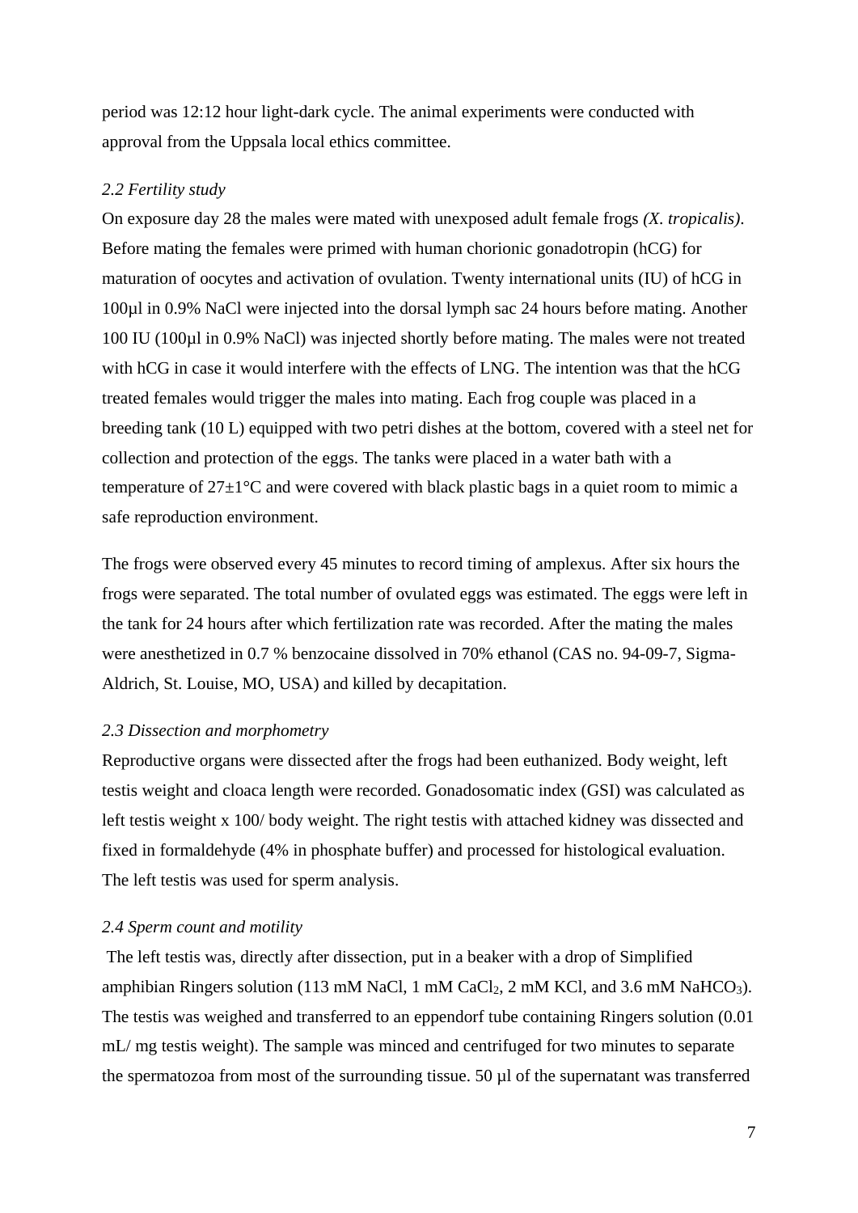period was 12:12 hour light-dark cycle. The animal experiments were conducted with approval from the Uppsala local ethics committee.

*2.2 Fertility study*

On exposure day 28 the males were mated with unexposed adult female frogs *(X. tropicalis)*. Before mating the females were primed with human chorionic gonadotropin (hCG) for maturation of oocytes and activation of ovulation. Twenty international units (IU) of hCG in 100µl in 0.9% NaCl were injected into the dorsal lymph sac 24 hours before mating. Another 100 IU (100µl in 0.9% NaCl) was injected shortly before mating. The males were not treated with hCG in case it would interfere with the effects of LNG. The intention was that the hCG treated females would trigger the males into mating. Each frog couple was placed in a breeding tank (10 L) equipped with two petri dishes at the bottom, covered with a steel net for collection and protection of the eggs. The tanks were placed in a water bath with a temperature of 27±1°C and were covered with black plastic bags in a quiet room to mimic a safe reproduction environment.

The frogs were observed every 45 minutes to record timing of amplexus. After six hours the frogs were separated. The total number of ovulated eggs was estimated. The eggs were left in the tank for 24 hours after which fertilization rate was recorded. After the mating the males were anesthetized in 0.7 % benzocaine dissolved in 70% ethanol (CAS no. 94-09-7, Sigma-Aldrich, St. Louise, MO, USA) and killed by decapitation.

*2.3 Dissection and morphometry*

Reproductive organs were dissected after the frogs had been euthanized. Body weight, left testis weight and cloaca length were recorded. Gonadosomatic index (GSI) was calculated as left testis weight x 100/ body weight. The right testis with attached kidney was dissected and fixed in formaldehyde (4% in phosphate buffer) and processed for histological evaluation. The left testis was used for sperm analysis.

*2.4 Sperm count and motility*

The left testis was, directly after dissection, put in a beaker with a drop of Simplified amphibian Ringers solution (113 mM NaCl, 1 mM $CaCl_2$, 2 mM KCl, and 3.6 mM $NaHCO_3$). The testis was weighed and transferred to an eppendorf tube containing Ringers solution (0.01 mL/ mg testis weight). The sample was minced and centrifuged for two minutes to separate the spermatozoa from most of the surrounding tissue. 50 µl of the supernatant was transferred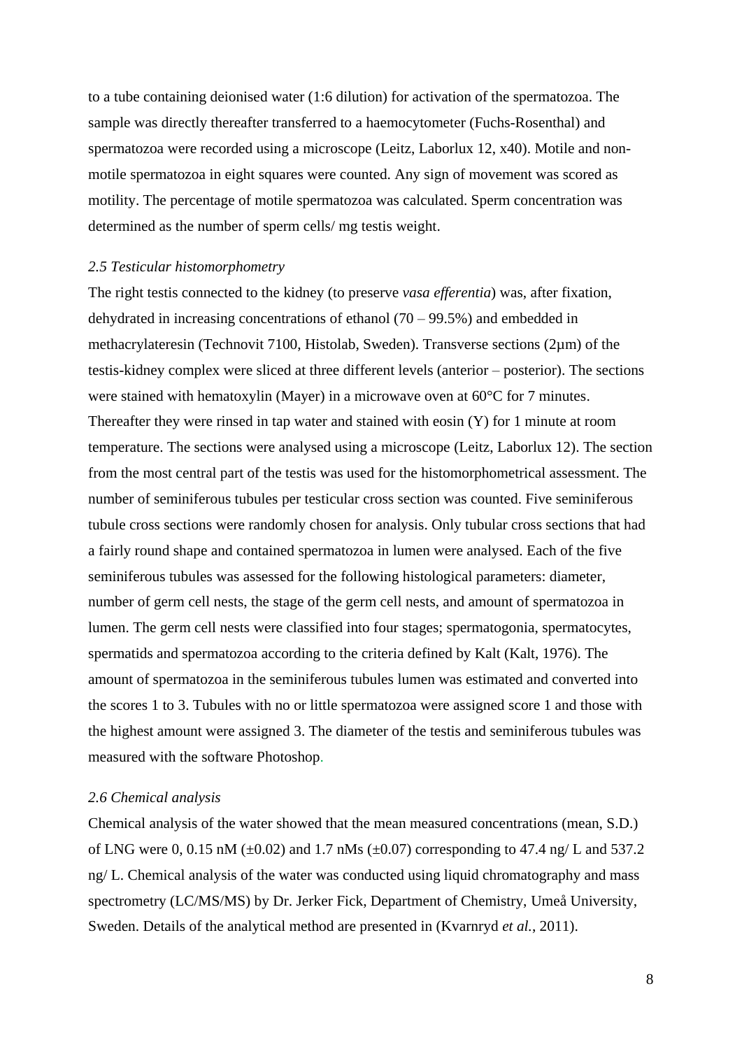to a tube containing deionised water (1:6 dilution) for activation of the spermatozoa. The sample was directly thereafter transferred to a haemocytometer (Fuchs-Rosenthal) and spermatozoa were recorded using a microscope (Leitz, Laborlux 12, x40). Motile and non-motile spermatozoa in eight squares were counted. Any sign of movement was scored as motility. The percentage of motile spermatozoa was calculated. Sperm concentration was determined as the number of sperm cells/ mg testis weight.

### *2.5 Testicular histomorphometry*

The right testis connected to the kidney (to preserve *vasa efferentia*) was, after fixation, dehydrated in increasing concentrations of ethanol (70 – 99.5%) and embedded in methacrylateresin (Technovit 7100, Histolab, Sweden). Transverse sections (2µm) of the testis-kidney complex were sliced at three different levels (anterior – posterior). The sections were stained with hematoxylin (Mayer) in a microwave oven at 60°C for 7 minutes. Thereafter they were rinsed in tap water and stained with eosin (Y) for 1 minute at room temperature. The sections were analysed using a microscope (Leitz, Laborlux 12). The section from the most central part of the testis was used for the histomorphometrical assessment. The number of seminiferous tubules per testicular cross section was counted. Five seminiferous tubule cross sections were randomly chosen for analysis. Only tubular cross sections that had a fairly round shape and contained spermatozoa in lumen were analysed. Each of the five seminiferous tubules was assessed for the following histological parameters: diameter, number of germ cell nests, the stage of the germ cell nests, and amount of spermatozoa in lumen. The germ cell nests were classified into four stages; spermatogonia, spermatocytes, spermatids and spermatozoa according to the criteria defined by Kalt (Kalt, 1976). The amount of spermatozoa in the seminiferous tubules lumen was estimated and converted into the scores 1 to 3. Tubules with no or little spermatozoa were assigned score 1 and those with the highest amount were assigned 3. The diameter of the testis and seminiferous tubules was measured with the software Photoshop.

### *2.6 Chemical analysis*

Chemical analysis of the water showed that the mean measured concentrations (mean, S.D.) of LNG were 0, 0.15 nM (±0.02) and 1.7 nMs (±0.07) corresponding to 47.4 ng/ L and 537.2 ng/ L. Chemical analysis of the water was conducted using liquid chromatography and mass spectrometry (LC/MS/MS) by Dr. Jerker Fick, Department of Chemistry, Umeå University, Sweden. Details of the analytical method are presented in (Kvarnryd *et al.*, 2011).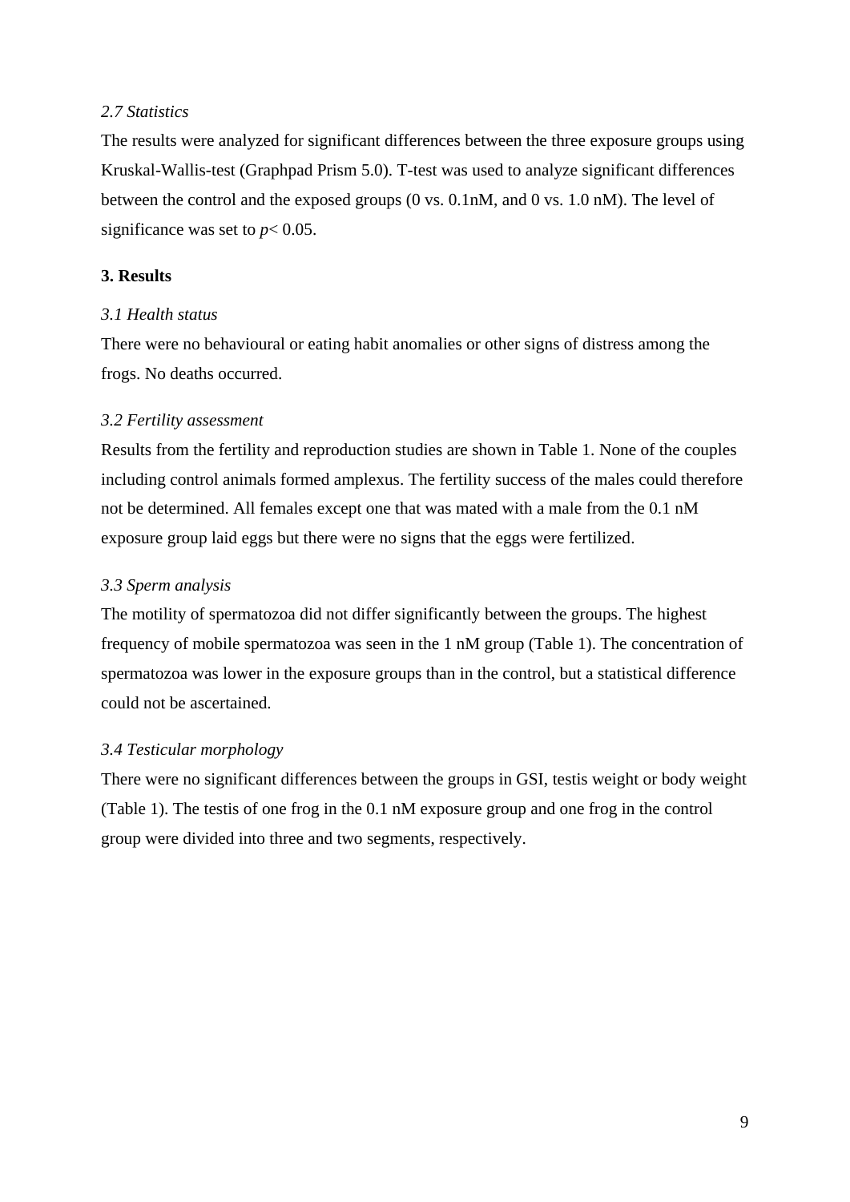### *2.7 Statistics*

The results were analyzed for significant differences between the three exposure groups using Kruskal-Wallis-test (Graphpad Prism 5.0). T-test was used to analyze significant differences between the control and the exposed groups (0 vs. 0.1nM, and 0 vs. 1.0 nM). The level of significance was set to $p< 0.05$.

## **3. Results**

### *3.1 Health status*

There were no behavioural or eating habit anomalies or other signs of distress among the frogs. No deaths occurred.

### *3.2 Fertility assessment*

Results from the fertility and reproduction studies are shown in Table 1. None of the couples including control animals formed amplexus. The fertility success of the males could therefore not be determined. All females except one that was mated with a male from the 0.1 nM exposure group laid eggs but there were no signs that the eggs were fertilized.

### *3.3 Sperm analysis*

The motility of spermatozoa did not differ significantly between the groups. The highest frequency of mobile spermatozoa was seen in the 1 nM group (Table 1). The concentration of spermatozoa was lower in the exposure groups than in the control, but a statistical difference could not be ascertained.

### *3.4 Testicular morphology*

There were no significant differences between the groups in GSI, testis weight or body weight (Table 1). The testis of one frog in the 0.1 nM exposure group and one frog in the control group were divided into three and two segments, respectively.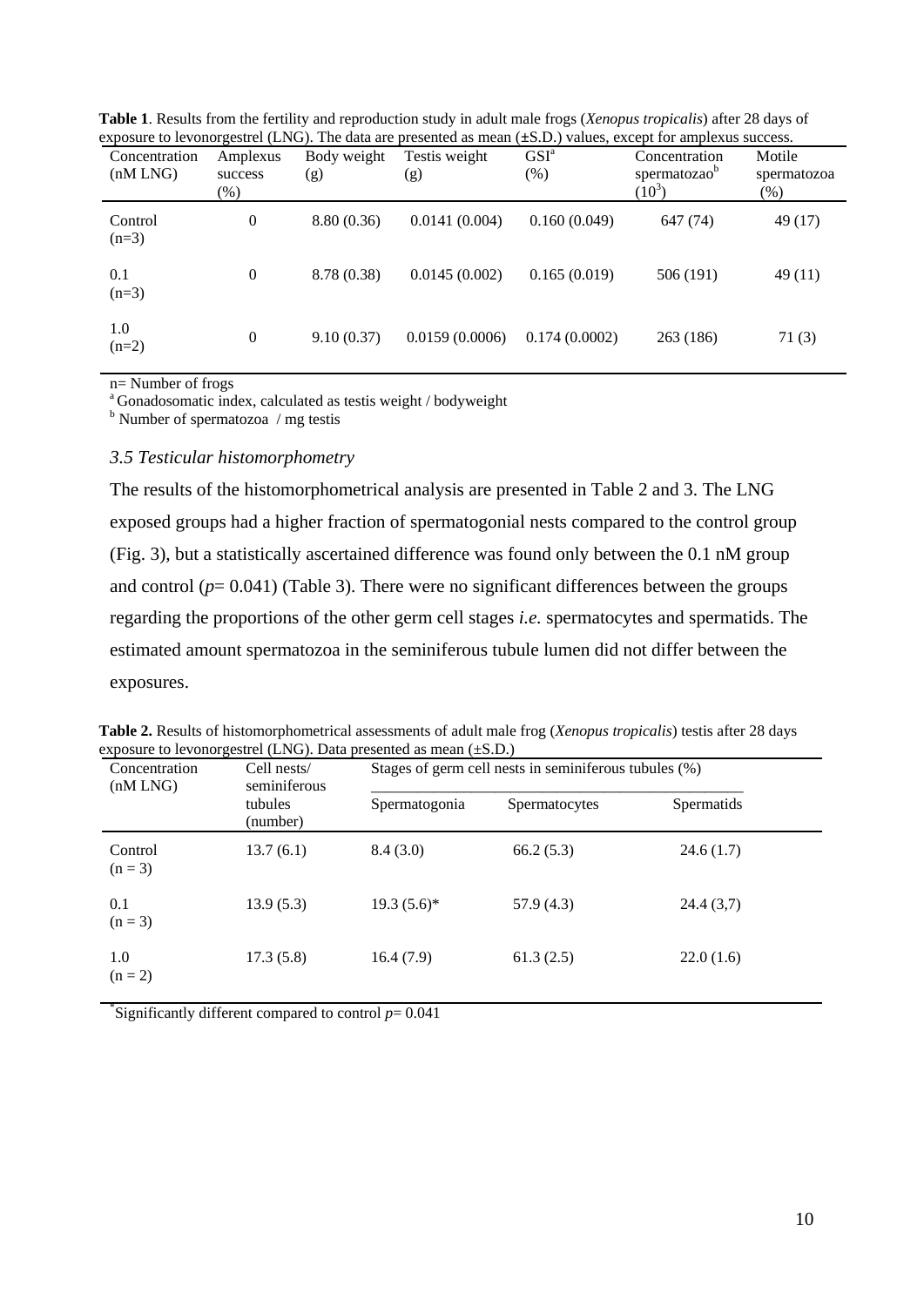**Table 1**. Results from the fertility and reproduction study in adult male frogs (*Xenopus tropicalis*) after 28 days of exposure to levonorgestrel (LNG). The data are presented as mean (±S.D.) values, except for amplexus success.

| Concentration (nM LNG) | Amplexus success (%) | Body weight (g) | Testis weight (g) | GSI[a] (%) | Concentration spermatozoa[b] ($10^3$) | Motile spermatozoa (%) |
|---|---|---|---|---|---|---|
| Control (n=3) | 0 | 8.80 (0.36) | 0.0141 (0.004) | 0.160 (0.049) | 647 (74) | 49 (17) |
| 0.1 (n=3) | 0 | 8.78 (0.38) | 0.0145 (0.002) | 0.165 (0.019) | 506 (191) | 49 (11) |
| 1.0 (n=2) | 0 | 9.10 (0.37) | 0.0159 (0.0006) | 0.174 (0.0002) | 263 (186) | 71 (3) |

n= Number of frogs
[a] Gonadosomatic index, calculated as testis weight / bodyweight
[b] Number of spermatozoa / mg testis

### *3.5 Testicular histomorphometry*

The results of the histomorphometrical analysis are presented in Table 2 and 3. The LNG exposed groups had a higher fraction of spermatogonial nests compared to the control group (Fig. 3), but a statistically ascertained difference was found only between the 0.1 nM group and control ($p$= 0.041) (Table 3). There were no significant differences between the groups regarding the proportions of the other germ cell stages *i.e.* spermatocytes and spermatids. The estimated amount spermatozoa in the seminiferous tubule lumen did not differ between the exposures.

**Table 2.** Results of histomorphometrical assessments of adult male frog (*Xenopus tropicalis*) testis after 28 days exposure to levonorgestrel (LNG). Data presented as mean (±S.D.)

| Concentration (nM LNG) | Cell nests/ seminiferous tubules (number) | Stages of germ cell nests in seminiferous tubules (%) | | |
|---|---|---|---|---|
| | | Spermatogonia | Spermatocytes | Spermatids |
| Control (n = 3) | 13.7 (6.1) | 8.4 (3.0) | 66.2 (5.3) | 24.6 (1.7) |
| 0.1 (n = 3) | 13.9 (5.3) | 19.3 (5.6)* | 57.9 (4.3) | 24.4 (3,7) |
| 1.0 (n = 2) | 17.3 (5.8) | 16.4 (7.9) | 61.3 (2.5) | 22.0 (1.6) |

*Significantly different compared to control $p$= 0.041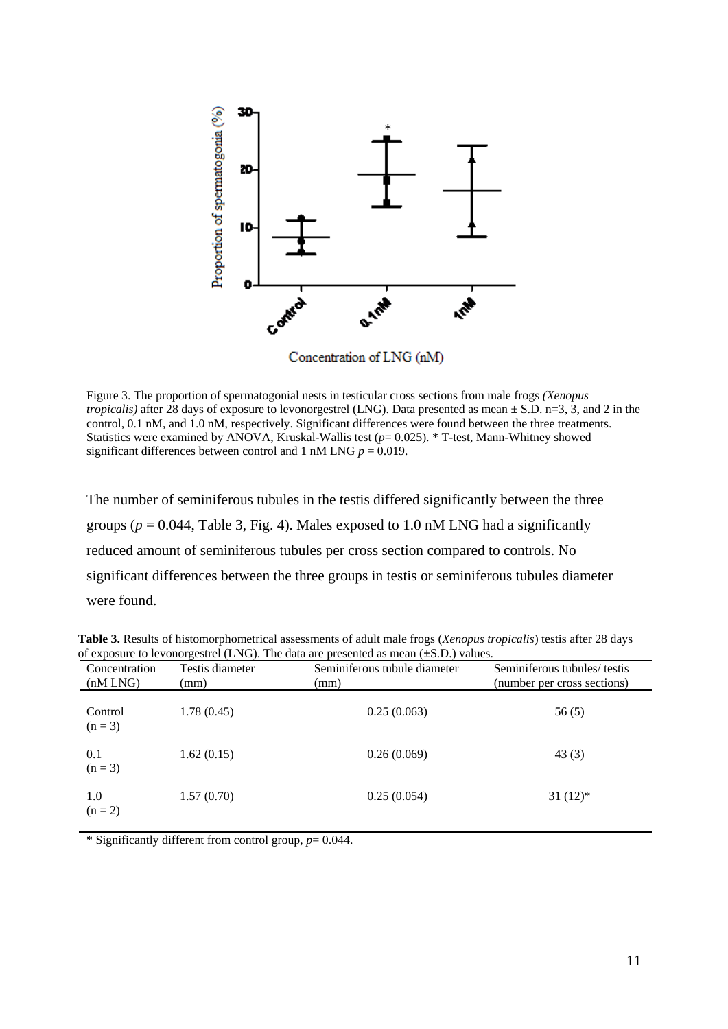Figure 3. The proportion of spermatogonial nests in testicular cross sections from male frogs *(Xenopus tropicalis)* after 28 days of exposure to levonorgestrel (LNG). Data presented as mean ± S.D. n=3, 3, and 2 in the control, 0.1 nM, and 1.0 nM, respectively. Significant differences were found between the three treatments. Statistics were examined by ANOVA, Kruskal-Wallis test ($p$= 0.025). * T-test, Mann-Whitney showed significant differences between control and 1 nM LNG $p$ = 0.019.

The number of seminiferous tubules in the testis differed significantly between the three groups ($p$ = 0.044, Table 3, Fig. 4). Males exposed to 1.0 nM LNG had a significantly reduced amount of seminiferous tubules per cross section compared to controls. No significant differences between the three groups in testis or seminiferous tubules diameter were found.

**Table 3.** Results of histomorphometrical assessments of adult male frogs (*Xenopus tropicalis*) testis after 28 days of exposure to levonorgestrel (LNG). The data are presented as mean (±S.D.) values.

| Concentration (nM LNG) | Testis diameter (mm) | Seminiferous tubule diameter (mm) | Seminiferous tubules/ testis (number per cross sections) |
|---|---|---|---|
| Control (n = 3) | 1.78 (0.45) | 0.25 (0.063) | 56 (5) |
| 0.1 (n = 3) | 1.62 (0.15) | 0.26 (0.069) | 43 (3) |
| 1.0 (n = 2) | 1.57 (0.70) | 0.25 (0.054) | 31 (12)* |

* Significantly different from control group, $p$= 0.044.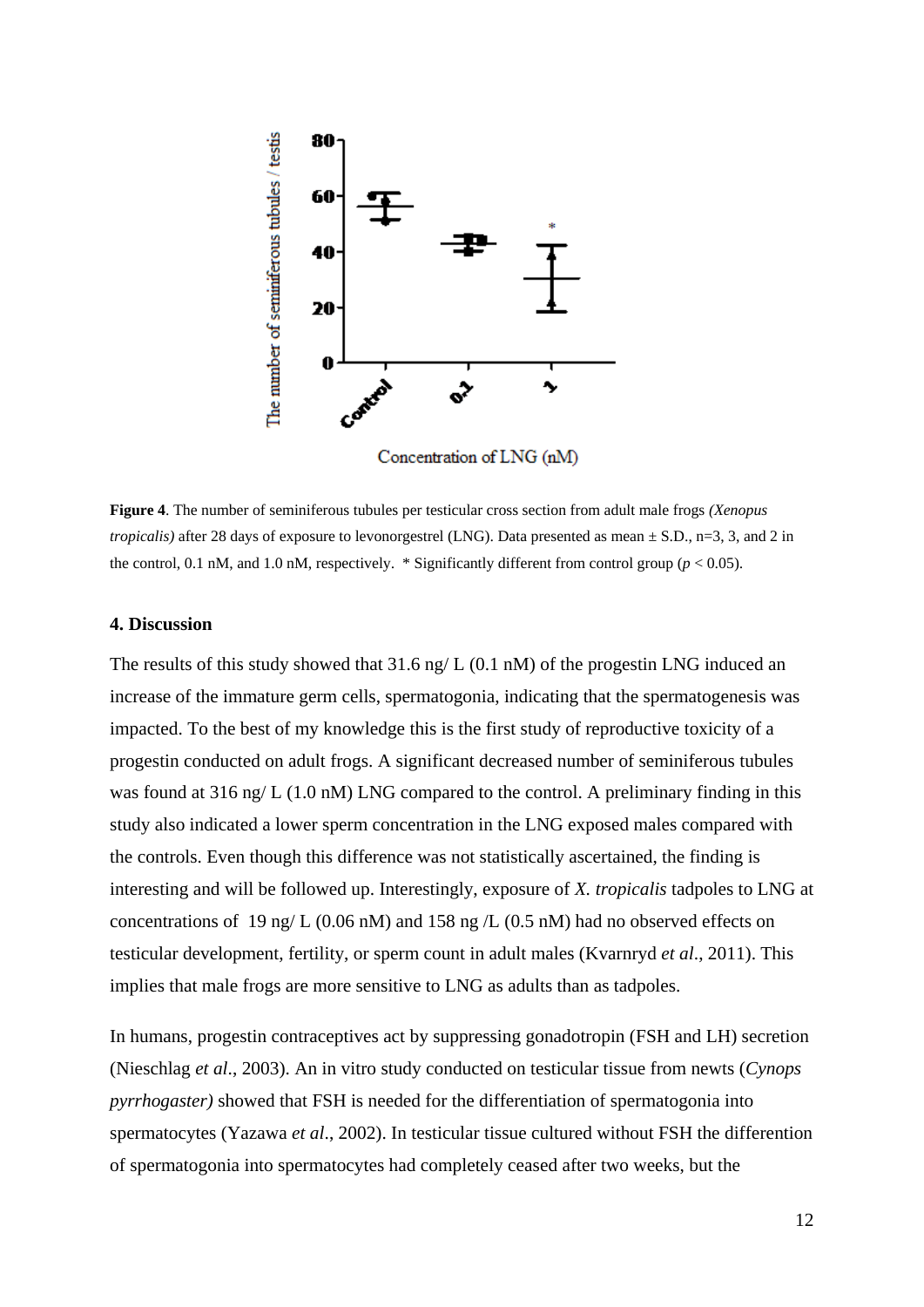**Figure 4**. The number of seminiferous tubules per testicular cross section from adult male frogs *(Xenopus tropicalis)* after 28 days of exposure to levonorgestrel (LNG). Data presented as mean ± S.D., n=3, 3, and 2 in the control, 0.1 nM, and 1.0 nM, respectively. * Significantly different from control group ($p < 0.05$).

## 4. Discussion

The results of this study showed that 31.6 ng/ L (0.1 nM) of the progestin LNG induced an increase of the immature germ cells, spermatogonia, indicating that the spermatogenesis was impacted. To the best of my knowledge this is the first study of reproductive toxicity of a progestin conducted on adult frogs. A significant decreased number of seminiferous tubules was found at 316 ng/ L (1.0 nM) LNG compared to the control. A preliminary finding in this study also indicated a lower sperm concentration in the LNG exposed males compared with the controls. Even though this difference was not statistically ascertained, the finding is interesting and will be followed up. Interestingly, exposure of *X. tropicalis* tadpoles to LNG at concentrations of 19 ng/ L (0.06 nM) and 158 ng /L (0.5 nM) had no observed effects on testicular development, fertility, or sperm count in adult males (Kvarnryd *et al*., 2011). This implies that male frogs are more sensitive to LNG as adults than as tadpoles.

In humans, progestin contraceptives act by suppressing gonadotropin (FSH and LH) secretion (Nieschlag *et al*., 2003). An in vitro study conducted on testicular tissue from newts (*Cynops pyrrhogaster)* showed that FSH is needed for the differentiation of spermatogonia into spermatocytes (Yazawa *et al*., 2002). In testicular tissue cultured without FSH the differention of spermatogonia into spermatocytes had completely ceased after two weeks, but the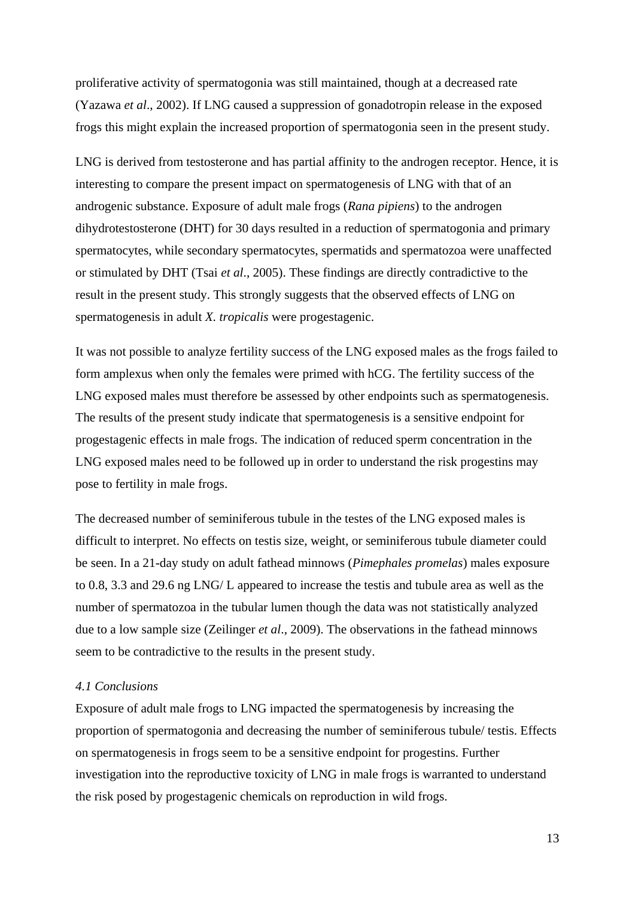proliferative activity of spermatogonia was still maintained, though at a decreased rate (Yazawa *et al*., 2002). If LNG caused a suppression of gonadotropin release in the exposed frogs this might explain the increased proportion of spermatogonia seen in the present study.

LNG is derived from testosterone and has partial affinity to the androgen receptor. Hence, it is interesting to compare the present impact on spermatogenesis of LNG with that of an androgenic substance. Exposure of adult male frogs (*Rana pipiens*) to the androgen dihydrotestosterone (DHT) for 30 days resulted in a reduction of spermatogonia and primary spermatocytes, while secondary spermatocytes, spermatids and spermatozoa were unaffected or stimulated by DHT (Tsai *et al*., 2005). These findings are directly contradictive to the result in the present study. This strongly suggests that the observed effects of LNG on spermatogenesis in adult *X. tropicalis* were progestagenic.

It was not possible to analyze fertility success of the LNG exposed males as the frogs failed to form amplexus when only the females were primed with hCG. The fertility success of the LNG exposed males must therefore be assessed by other endpoints such as spermatogenesis. The results of the present study indicate that spermatogenesis is a sensitive endpoint for progestagenic effects in male frogs. The indication of reduced sperm concentration in the LNG exposed males need to be followed up in order to understand the risk progestins may pose to fertility in male frogs.

The decreased number of seminiferous tubule in the testes of the LNG exposed males is difficult to interpret. No effects on testis size, weight, or seminiferous tubule diameter could be seen. In a 21-day study on adult fathead minnows (*Pimephales promelas*) males exposure to 0.8, 3.3 and 29.6 ng LNG/ L appeared to increase the testis and tubule area as well as the number of spermatozoa in the tubular lumen though the data was not statistically analyzed due to a low sample size (Zeilinger *et al*., 2009). The observations in the fathead minnows seem to be contradictive to the results in the present study.

### *4.1 Conclusions*

Exposure of adult male frogs to LNG impacted the spermatogenesis by increasing the proportion of spermatogonia and decreasing the number of seminiferous tubule/ testis. Effects on spermatogenesis in frogs seem to be a sensitive endpoint for progestins. Further investigation into the reproductive toxicity of LNG in male frogs is warranted to understand the risk posed by progestagenic chemicals on reproduction in wild frogs.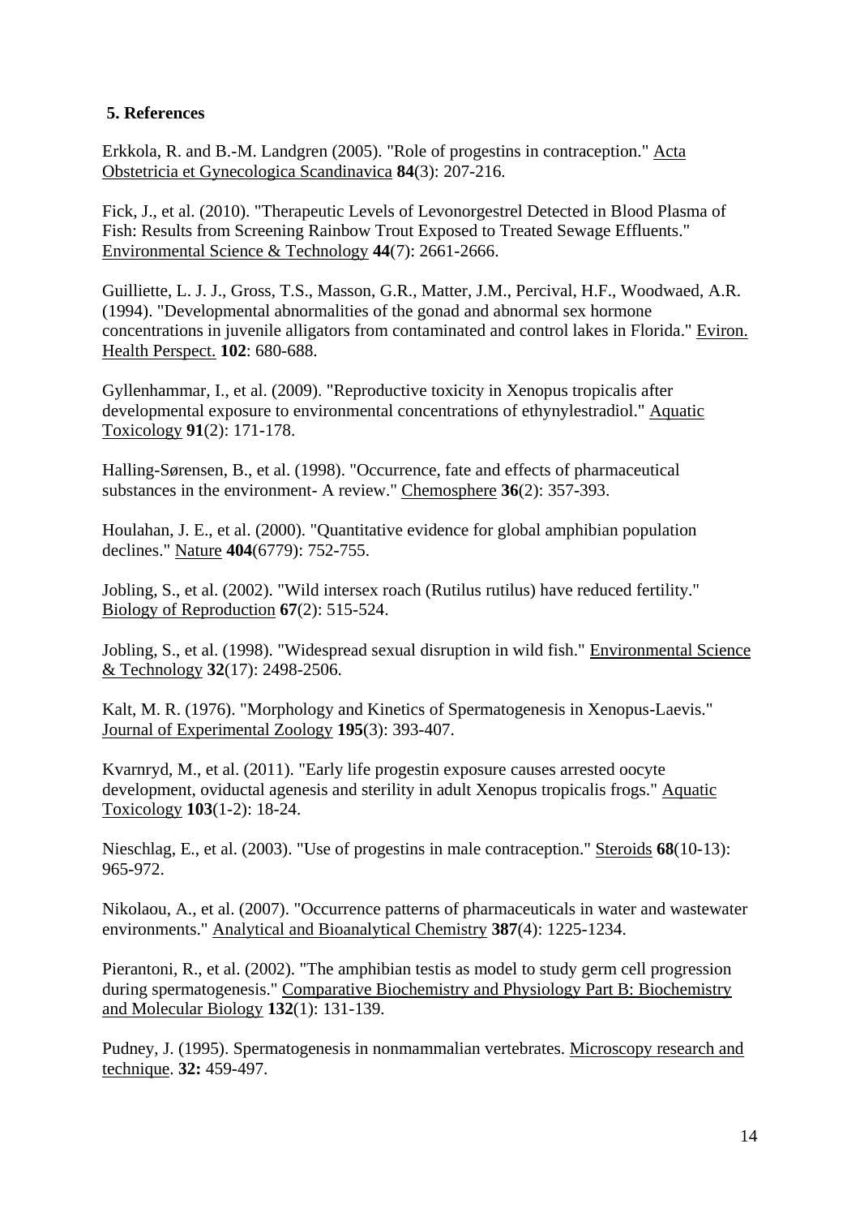## 5. References

Erkkola, R. and B.-M. Landgren (2005). "Role of progestins in contraception." Acta Obstetricia et Gynecologica Scandinavica **84**(3): 207-216.

Fick, J., et al. (2010). "Therapeutic Levels of Levonorgestrel Detected in Blood Plasma of Fish: Results from Screening Rainbow Trout Exposed to Treated Sewage Effluents." Environmental Science & Technology **44**(7): 2661-2666.

Guilliette, L. J. J., Gross, T.S., Masson, G.R., Matter, J.M., Percival, H.F., Woodwaed, A.R. (1994). "Developmental abnormalities of the gonad and abnormal sex hormone concentrations in juvenile alligators from contaminated and control lakes in Florida." Eviron. Health Perspect. **102**: 680-688.

Gyllenhammar, I., et al. (2009). "Reproductive toxicity in Xenopus tropicalis after developmental exposure to environmental concentrations of ethynylestradiol." Aquatic Toxicology **91**(2): 171-178.

Halling-Sørensen, B., et al. (1998). "Occurrence, fate and effects of pharmaceutical substances in the environment- A review." Chemosphere **36**(2): 357-393.

Houlahan, J. E., et al. (2000). "Quantitative evidence for global amphibian population declines." Nature **404**(6779): 752-755.

Jobling, S., et al. (2002). "Wild intersex roach (Rutilus rutilus) have reduced fertility." Biology of Reproduction **67**(2): 515-524.

Jobling, S., et al. (1998). "Widespread sexual disruption in wild fish." Environmental Science & Technology **32**(17): 2498-2506.

Kalt, M. R. (1976). "Morphology and Kinetics of Spermatogenesis in Xenopus-Laevis." Journal of Experimental Zoology **195**(3): 393-407.

Kvarnryd, M., et al. (2011). "Early life progestin exposure causes arrested oocyte development, oviductal agenesis and sterility in adult Xenopus tropicalis frogs." Aquatic Toxicology **103**(1-2): 18-24.

Nieschlag, E., et al. (2003). "Use of progestins in male contraception." Steroids **68**(10-13): 965-972.

Nikolaou, A., et al. (2007). "Occurrence patterns of pharmaceuticals in water and wastewater environments." Analytical and Bioanalytical Chemistry **387**(4): 1225-1234.

Pierantoni, R., et al. (2002). "The amphibian testis as model to study germ cell progression during spermatogenesis." Comparative Biochemistry and Physiology Part B: Biochemistry and Molecular Biology **132**(1): 131-139.

Pudney, J. (1995). Spermatogenesis in nonmammalian vertebrates. Microscopy research and technique. **32:** 459-497.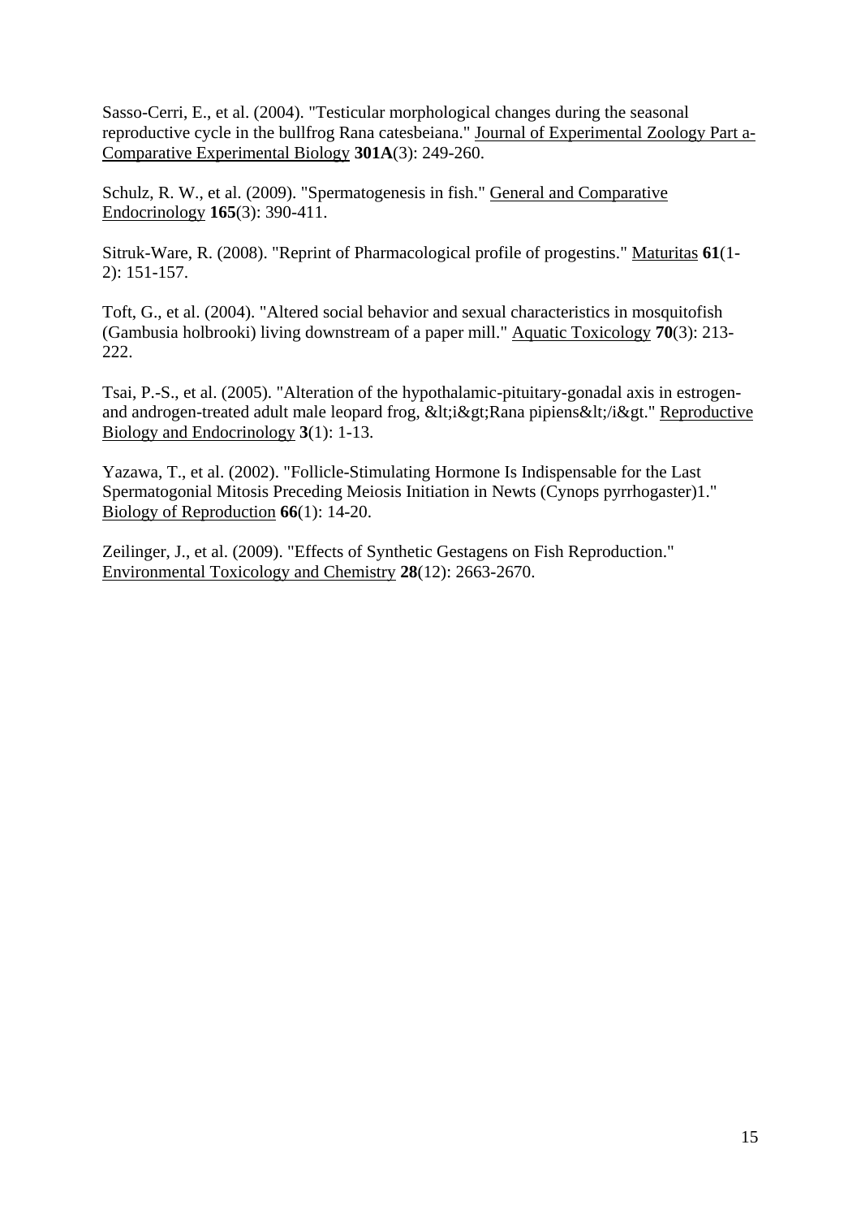Sasso-Cerri, E., et al. (2004). "Testicular morphological changes during the seasonal reproductive cycle in the bullfrog Rana catesbeiana." Journal of Experimental Zoology Part a-Comparative Experimental Biology **301A**(3): 249-260.

Schulz, R. W., et al. (2009). "Spermatogenesis in fish." General and Comparative Endocrinology **165**(3): 390-411.

Sitruk-Ware, R. (2008). "Reprint of Pharmacological profile of progestins." Maturitas **61**(1-2): 151-157.

Toft, G., et al. (2004). "Altered social behavior and sexual characteristics in mosquitofish (Gambusia holbrooki) living downstream of a paper mill." Aquatic Toxicology **70**(3): 213-222.

Tsai, P.-S., et al. (2005). "Alteration of the hypothalamic-pituitary-gonadal axis in estrogen- and androgen-treated adult male leopard frog, &lt;i&gt;Rana pipiens&lt;/i&gt;." Reproductive Biology and Endocrinology **3**(1): 1-13.

Yazawa, T., et al. (2002). "Follicle-Stimulating Hormone Is Indispensable for the Last Spermatogonial Mitosis Preceding Meiosis Initiation in Newts (Cynops pyrrhogaster)1." Biology of Reproduction **66**(1): 14-20.

Zeilinger, J., et al. (2009). "Effects of Synthetic Gestagens on Fish Reproduction." Environmental Toxicology and Chemistry **28**(12): 2663-2670.